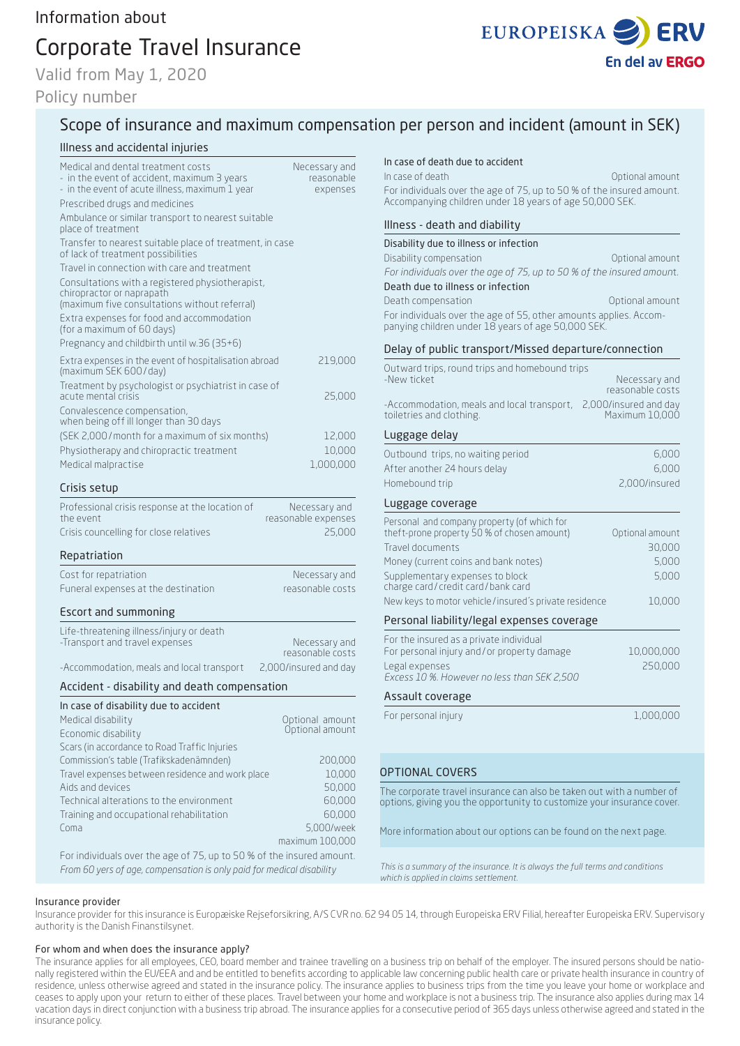Information about

# Corporate Travel Insurance

Valid from May 1, 2020

Policy number

EUROPEISKA ERV
En del av ERGO

## Scope of insurance and maximum compensation per person and incident (amount in SEK)

### Illness and accidental injuries

| | |
|---|---|
| Medical and dental treatment costs<br>- in the event of accident, maximum 3 years<br>- in the event of acute illness, maximum 1 year | Necessary and reasonable expenses |
| Prescribed drugs and medicines | |
| Ambulance or similar transport to nearest suitable place of treatment | |
| Transfer to nearest suitable place of treatment, in case of lack of treatment possibilities | |
| Travel in connection with care and treatment | |
| Consultations with a registered physiotherapist, chiropractor or naprapath (maximum five consultations without referral) | |
| Extra expenses for food and accommodation (for a maximum of 60 days) | |
| Pregnancy and childbirth until w.36 (35+6) | |
| Extra expenses in the event of hospitalisation abroad (maximum SEK 600/day) | 219,000 |
| Treatment by psychologist or psychiatrist in case of acute mental crisis | 25,000 |
| Convalescence compensation, when being off ill longer than 30 days (SEK 2,000/month for a maximum of six months) | 12,000 |
| Physiotherapy and chiropractic treatment | 10,000 |
| Medical malpractise | 1,000,000 |

### Crisis setup

| | |
|---|---|
| Professional crisis response at the location of the event | Necessary and reasonable expenses |
| Crisis councelling for close relatives | 25,000 |

### Repatriation

| | |
|---|---|
| Cost for repatriation | Necessary and reasonable costs |
| Funeral expenses at the destination | |

### Escort and summoning

| | |
|---|---|
| Life-threatening illness/injury or death<br>-Transport and travel expenses | Necessary and reasonable costs |
| -Accommodation, meals and local transport | 2,000/insured and day |

### Accident - disability and death compensation

**In case of disability due to accident**

| | |
|---|---|
| Medical disability | Optional amount |
| Economic disability | Optional amount |
| Scars (in accordance to Road Traffic Injuries Commission's table (Trafikskadenämnden) | 200,000 |
| Travel expenses between residence and work place | 10,000 |
| Aids and devices | 50,000 |
| Technical alterations to the environment | 60,000 |
| Training and occupational rehabilitation | 60,000 |
| Coma | 5,000/week maximum 100,000 |

For individuals over the age of 75, up to 50 % of the insured amount.

*From 60 yers of age, compensation is only paid for medical disability*

**In case of death due to accident**

| | |
|---|---|
| In case of death | Optional amount |

For individuals over the age of 75, up to 50 % of the insured amount. Accompanying children under 18 years of age 50,000 SEK.

### Illness - death and diability

**Disability due to illness or infection**

| | |
|---|---|
| Disability compensation | Optional amount |

*For individuals over the age of 75, up to 50 % of the insured amount.*

**Death due to illness or infection**

| | |
|---|---|
| Death compensation | Optional amount |

For individuals over the age of 55, other amounts applies. Accompanying children under 18 years of age 50,000 SEK.

### Delay of public transport/Missed departure/connection

| | |
|---|---|
| Outward trips, round trips and homebound trips<br>-New ticket | Necessary and reasonable costs |
| -Accommodation, meals and local transport, toiletries and clothing. | 2,000/insured and day Maximum 10,000 |

### Luggage delay

| | |
|---|---|
| Outbound trips, no waiting period | 6,000 |
| After another 24 hours delay | 6,000 |
| Homebound trip | 2,000/insured |

### Luggage coverage

| | |
|---|---|
| Personal and company property (of which for theft-prone property 50 % of chosen amount) | Optional amount |
| Travel documents | 30,000 |
| Money (current coins and bank notes) | 5,000 |
| Supplementary expenses to block charge card/credit card/bank card | 5,000 |
| New keys to motor vehicle/insured's private residence | 10,000 |

### Personal liability/legal expenses coverage

| | |
|---|---|
| For the insured as a private individual<br>For personal injury and/or property damage | 10,000,000 |
| Legal expenses<br>*Excess 10 %. However no less than SEK 2,500* | 250,000 |

### Assault coverage

| | |
|---|---|
| For personal injury | 1,000,000 |

### OPTIONAL COVERS

The corporate travel insurance can also be taken out with a number of options, giving you the opportunity to customize your insurance cover.

More information about our options can be found on the next page.

*This is a summary of the insurance. It is always the full terms and conditions which is applied in claims settlement.*

#### Insurance provider

Insurance provider for this insurance is Europæiske Rejseforsikring, A/S CVR no. 62 94 05 14, through Europeiska ERV Filial, hereafter Europeiska ERV. Supervisory authority is the Danish Finanstilsynet.

#### For whom and when does the insurance apply?

The insurance applies for all employees, CEO, board member and trainee travelling on a business trip on behalf of the employer. The insured persons should be nationally registered within the EU/EEA and be entitled to benefits according to applicable law concerning public health care or private health insurance in country of residence, unless otherwise agreed and stated in the insurance policy. The insurance applies to business trips from the time you leave your home or workplace and ceases to apply upon your return to either of these places. Travel between your home and workplace is not a business trip. The insurance also applies during max 14 vacation days in direct conjunction with a business trip abroad. The insurance applies for a consecutive period of 365 days unless otherwise agreed and stated in the insurance policy.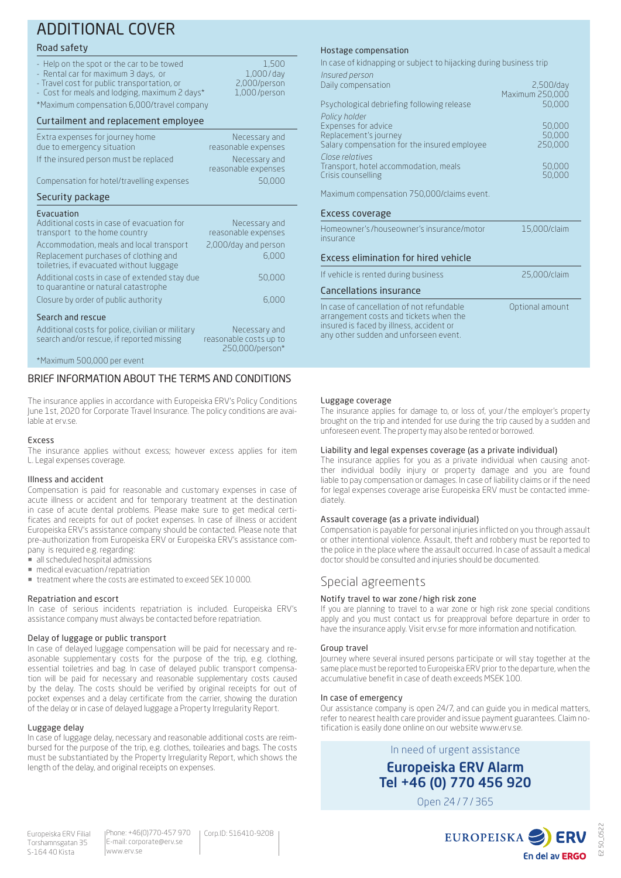# ADDITIONAL COVER

## Road safety

| | |
|---|---|
| - Help on the spot or the car to be towed | 1,500 |
| - Rental car for maximum 3 days, or | 1,000/day |
| - Travel cost for public transportation, or | 2,000/person |
| - Cost for meals and lodging, maximum 2 days* | 1,000/person |

*Maximum compensation 6,000/travel company

## Curtailment and replacement employee

| | |
|---|---|
| Extra expenses for journey home due to emergency situation | Necessary and reasonable expenses |
| If the insured person must be replaced | Necessary and reasonable expenses |
| Compensation for hotel/travelling expenses | 50,000 |

## Security package

### Evacuation

| | |
|---|---|
| Additional costs in case of evacuation for transport to the home country | Necessary and reasonable expenses |
| Accommodation, meals and local transport | 2,000/day and person |
| Replacement purchases of clothing and toiletries, if evacuated without luggage | 6,000 |
| Additional costs in case of extended stay due to quarantine or natural catastrophe | 50,000 |
| Closure by order of public authority | 6,000 |

### Search and rescue

| | |
|---|---|
| Additional costs for police, civilian or military search and/or rescue, if reported missing | Necessary and reasonable costs up to 250,000/person* |

*Maximum 500,000 per event

## Hostage compensation

In case of kidnapping or subject to hijacking during business trip

| | |
|---|---|
| *Insured person* | |
| Daily compensation | 2,500/day Maximum 250,000 |
| Psychological debriefing following release | 50,000 |
| *Policy holder* | |
| Expenses for advice | 50,000 |
| Replacement's journey | 50,000 |
| Salary compensation for the insured employee | 250,000 |
| *Close relatives* | |
| Transport, hotel accommodation, meals | 50,000 |
| Crisis counselling | 50,000 |

Maximum compensation 750,000/claims event.

## Excess coverage

| | |
|---|---|
| Homeowner's/houseowner's insurance/motor insurance | 15,000/claim |

## Excess elimination for hired vehicle

| | |
|---|---|
| If vehicle is rented during business | 25,000/claim |

## Cancellations insurance

| | |
|---|---|
| In case of cancellation of not refundable arrangement costs and tickets when the insured is faced by illness, accident or any other sudden and unforeseen event. | Optional amount |

# BRIEF INFORMATION ABOUT THE TERMS AND CONDITIONS

The insurance applies in accordance with Europeiska ERV's Policy Conditions June 1st, 2020 for Corporate Travel Insurance. The policy conditions are available at erv.se.

### Excess

The insurance applies without excess; however excess applies for item L. Legal expenses coverage.

### Illness and accident

Compensation is paid for reasonable and customary expenses in case of acute illness or accident and for temporary treatment at the destination in case of acute dental problems. Please make sure to get medical certificates and receipts for out of pocket expenses. In case of illness or accident Europeiska ERV's assistance company should be contacted. Please note that pre-authorization from Europeiska ERV or Europeiska ERV's assistance company is required e.g. regarding:

- all scheduled hospital admissions
- medical evacuation/repatriation
- treatment where the costs are estimated to exceed SEK 10 000.

### Repatriation and escort

In case of serious incidents repatriation is included. Europeiska ERV's assistance company must always be contacted before repatriation.

### Delay of luggage or public transport

In case of delayed luggage compensation will be paid for necessary and reasonable supplementary costs for the purpose of the trip, e.g. clothing, essential toiletries and bag. In case of delayed public transport compensation will be paid for necessary and reasonable supplementary costs caused by the delay. The costs should be verified by original receipts for out of pocket expenses and a delay certificate from the carrier, showing the duration of the delay or in case of delayed luggage a Property Irregularity Report.

### Luggage delay

In case of luggage delay, necessary and reasonable additional costs are reimbursed for the purpose of the trip, e.g. clothes, toilearies and bags. The costs must be substantiated by the Property Irregularity Report, which shows the length of the delay, and original receipts on expenses.

### Luggage coverage

The insurance applies for damage to, or loss of, your/the employer's property brought on the trip and intended for use during the trip caused by a sudden and unforeseen event. The property may also be rented or borrowed.

### Liability and legal expenses coverage (as a private individual)

The insurance applies for you as a private individual when causing another individual bodily injury or property damage and you are found liable to pay compensation or damages. In case of liability claims or if the need for legal expenses coverage arise Europeiska ERV must be contacted immediately.

### Assault coverage (as a private individual)

Compensation is payable for personal injuries inflicted on you through assault or other intentional violence. Assault, theft and robbery must be reported to the police in the place where the assault occurred. In case of assault a medical doctor should be consulted and injuries should be documented.

## Special agreements

### Notify travel to war zone/high risk zone

If you are planning to travel to a war zone or high risk zone special conditions apply and you must contact us for preapproval before departure in order to have the insurance apply. Visit erv.se for more information and notification.

### Group travel

Journey where several insured persons participate or will stay together at the same place must be reported to Europeiska ERV prior to the departure, when the accumulative benefit in case of death exceeds MSEK 100.

### In case of emergency

Our assistance company is open 24/7, and can guide you in medical matters, refer to nearest health care provider and issue payment guarantees. Claim notification is easily done online on our website www.erv.se.

In need of urgent assistance

**Europeiska ERV Alarm**
**Tel +46 (0) 770 456 920**

Open 24/7/365

Europeiska ERV Filial
Torshamnsgatan 35
S-164 40 Kista

Phone: +46(0)770-457 970
E-mail: corporate@erv.se
www.erv.se

Corp.ID: 516410-9208

EUROPEISKA ERV
En del av ERGO

E2 50_0522